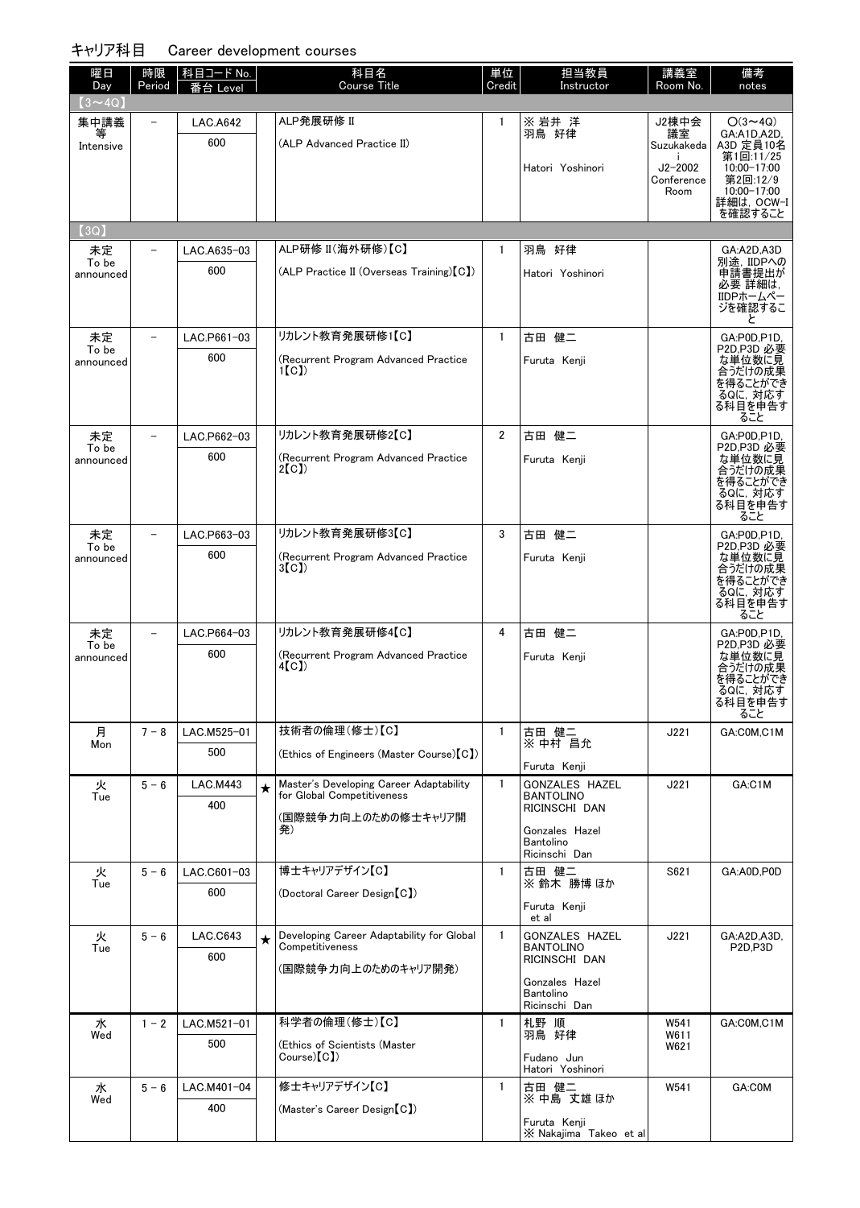## キャリア科目　Career development courses

| 曜日 Day | 時限 Period | 科目コード No. 番台 Level | | 科目名 Course Title | 単位 Credit | 担当教員 Instructor | 講義室 Room No. | 備考 notes |
|---|---|---|---|---|---|---|---|---|
| 【3～4Q】 | | | | | | | | |
| 集中講義等 Intensive | － | LAC.A642<br>600 | | ALP発展研修 II<br>(ALP Advanced Practice II) | 1 | ※ 岩井 洋<br>羽鳥 好律<br>Hatori Yoshinori | J2棟中会議室<br>Suzukakedai J2-2002 Conference Room | ○(3～4Q)<br>GA:A1D,A2D,A3D 定員10名<br>第1回:11/25 10:00-17:00<br>第2回:12/9 10:00-17:00<br>詳細は，OCW-Iを確認すること |
| 【3Q】 | | | | | | | | |
| 未定 To be announced | － | LAC.A635-03<br>600 | | ALP研修 II(海外研修)【C】<br>(ALP Practice II (Overseas Training)【C】) | 1 | 羽鳥 好律<br>Hatori Yoshinori | | GA:A2D,A3D<br>別途，IIDPへの申請書提出が必要 詳細は，IIDPホームページを確認すること |
| 未定 To be announced | － | LAC.P661-03<br>600 | | リカレント教育発展研修1【C】<br>(Recurrent Program Advanced Practice 1【C】) | 1 | 古田 健二<br>Furuta Kenji | | GA:P0D,P1D,P2D,P3D 必要な単位数に見合うだけの成果を得ることができるQに，対応する科目を申告すること |
| 未定 To be announced | － | LAC.P662-03<br>600 | | リカレント教育発展研修2【C】<br>(Recurrent Program Advanced Practice 2【C】) | 2 | 古田 健二<br>Furuta Kenji | | GA:P0D,P1D,P2D,P3D 必要な単位数に見合うだけの成果を得ることができるQに，対応する科目を申告すること |
| 未定 To be announced | － | LAC.P663-03<br>600 | | リカレント教育発展研修3【C】<br>(Recurrent Program Advanced Practice 3【C】) | 3 | 古田 健二<br>Furuta Kenji | | GA:P0D,P1D,P2D,P3D 必要な単位数に見合うだけの成果を得ることができるQに，対応する科目を申告すること |
| 未定 To be announced | － | LAC.P664-03<br>600 | | リカレント教育発展研修4【C】<br>(Recurrent Program Advanced Practice 4【C】) | 4 | 古田 健二<br>Furuta Kenji | | GA:P0D,P1D,P2D,P3D 必要な単位数に見合うだけの成果を得ることができるQに，対応する科目を申告すること |
| 月 Mon | 7－8 | LAC.M525-01<br>500 | | 技術者の倫理(修士)【C】<br>(Ethics of Engineers (Master Course)【C】) | 1 | 古田 健二<br>※ 中村 昌允<br>Furuta Kenji | J221 | GA:C0M,C1M |
| 火 Tue | 5－6 | LAC.M443<br>400 | ★ | Master's Developing Career Adaptability for Global Competitiveness<br>(国際競争力向上のための修士キャリア開発) | 1 | GONZALES HAZEL BANTOLINO<br>RICINSCHI DAN<br>Gonzales Hazel Bantolino<br>Ricinschi Dan | J221 | GA:C1M |
| 火 Tue | 5－6 | LAC.C601-03<br>600 | | 博士キャリアデザイン【C】<br>(Doctoral Career Design【C】) | 1 | 古田 健二<br>※ 鈴木 勝博 ほか<br>Furuta Kenji et al | S621 | GA:A0D,P0D |
| 火 Tue | 5－6 | LAC.C643<br>600 | ★ | Developing Career Adaptability for Global Competitiveness<br>(国際競争力向上のためのキャリア開発) | 1 | GONZALES HAZEL BANTOLINO<br>RICINSCHI DAN<br>Gonzales Hazel Bantolino<br>Ricinschi Dan | J221 | GA:A2D,A3D,P2D,P3D |
| 水 Wed | 1－2 | LAC.M521-01<br>500 | | 科学者の倫理(修士)【C】<br>(Ethics of Scientists (Master Course)【C】) | 1 | 札野 順<br>羽鳥 好律<br>Fudano Jun<br>Hatori Yoshinori | W541<br>W611<br>W621 | GA:C0M,C1M |
| 水 Wed | 5－6 | LAC.M401-04<br>400 | | 修士キャリアデザイン【C】<br>(Master's Career Design【C】) | 1 | 古田 健二<br>※ 中島 丈雄 ほか<br>Furuta Kenji<br>※ Nakajima Takeo et al | W541 | GA:C0M |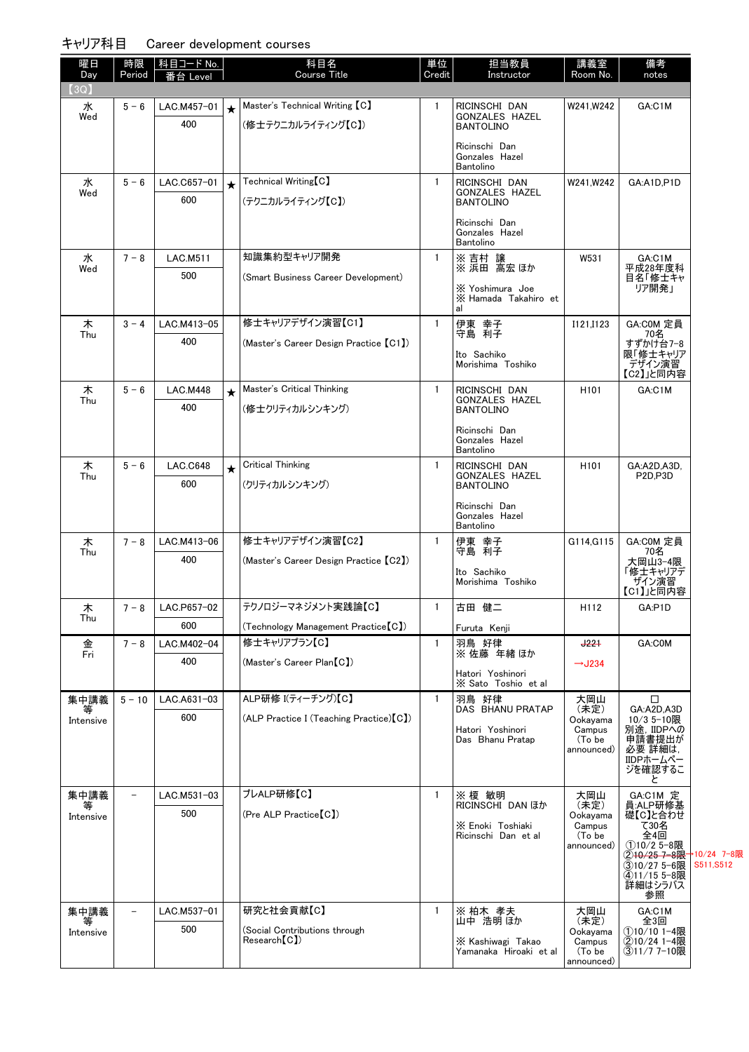# キャリア科目　Career development courses

| 曜日 Day | 時限 Period | 科目コード No. 番台 Level | | 科目名 Course Title | 単位 Credit | 担当教員 Instructor | 講義室 Room No. | 備考 notes |
|---|---|---|---|---|---|---|---|---|
| 【3Q】 | | | | | | | | |
| 水 Wed | 5－6 | LAC.M457-01 400 | ★ | Master's Technical Writing【C】 (修士テクニカルライティング【C】) | 1 | RICINSCHI DAN GONZALES HAZEL BANTOLINO Ricinschi Dan Gonzales Hazel Bantolino | W241,W242 | GA:C1M |
| 水 Wed | 5－6 | LAC.C657-01 600 | ★ | Technical Writing【C】 (テクニカルライティング【C】) | 1 | RICINSCHI DAN GONZALES HAZEL BANTOLINO Ricinschi Dan Gonzales Hazel Bantolino | W241,W242 | GA:A1D,P1D |
| 水 Wed | 7－8 | LAC.M511 500 | | 知識集約型キャリア開発 (Smart Business Career Development) | 1 | ※ 吉村 譲 ※ 浜田 高宏 ほか ※ Yoshimura Joe ※ Hamada Takahiro et al | W531 | GA:C1M 平成28年度科目名「修士キャリア開発」 |
| 木 Thu | 3－4 | LAC.M413-05 400 | | 修士キャリアデザイン演習【C1】 (Master's Career Design Practice【C1】) | 1 | 伊東 幸子 守島 利子 Ito Sachiko Morishima Toshiko | I121,I123 | GA:C0M 定員70名 すずかけ台7-8限「修士キャリアデザイン演習【C2】」と同内容 |
| 木 Thu | 5－6 | LAC.M448 400 | ★ | Master's Critical Thinking (修士クリティカルシンキング) | 1 | RICINSCHI DAN GONZALES HAZEL BANTOLINO Ricinschi Dan Gonzales Hazel Bantolino | H101 | GA:C1M |
| 木 Thu | 5－6 | LAC.C648 600 | ★ | Critical Thinking (クリティカルシンキング) | 1 | RICINSCHI DAN GONZALES HAZEL BANTOLINO Ricinschi Dan Gonzales Hazel Bantolino | H101 | GA:A2D,A3D, P2D,P3D |
| 木 Thu | 7－8 | LAC.M413-06 400 | | 修士キャリアデザイン演習【C2】 (Master's Career Design Practice【C2】) | 1 | 伊東 幸子 守島 利子 Ito Sachiko Morishima Toshiko | G114,G115 | GA:C0M 定員70名 大岡山3-4限「修士キャリアデザイン演習【C1】」と同内容 |
| 木 Thu | 7－8 | LAC.P657-02 600 | | テクノロジーマネジメント実践論【C】 (Technology Management Practice【C】) | 1 | 古田 健二 Furuta Kenji | H112 | GA:P1D |
| 金 Fri | 7－8 | LAC.M402-04 400 | | 修士キャリアプラン【C】 (Master's Career Plan【C】) | 1 | 羽鳥 好律 ※ 佐藤 年緒 ほか Hatori Yoshinori ※ Sato Toshio et al | ~~J221~~ →J234 | GA:C0M |
| 集中講義等 Intensive | 5－10 | LAC.A631-03 600 | | ALP研修 I(ティーチング)【C】 (ALP Practice I (Teaching Practice)【C】) | 1 | 羽鳥 好律 DAS BHANU PRATAP Hatori Yoshinori Das Bhanu Pratap | 大岡山 (未定) Ookayama Campus (To be announced) | □ GA:A2D,A3D 10/3 5-10限 別途，IIDPへの申請書提出が必要 詳細は，IIDPホームページを確認すること |
| 集中講義等 Intensive | － | LAC.M531-03 500 | | プレALP研修【C】 (Pre ALP Practice【C】) | 1 | ※ 榎 敏明 RICINSCHI DAN ほか ※ Enoki Toshiaki Ricinschi Dan et al | 大岡山 (未定) Ookayama Campus (To be announced) | GA:C1M 定員:ALP研修基礎【C】と合わせて30名 全4回 ①10/2 5-8限 ②~~10/25 7-8限~~ →10/24 7-8限 S511,S512 ③10/27 5-6限 ④11/15 5-8限 詳細はシラバス参照 |
| 集中講義等 Intensive | － | LAC.M537-01 500 | | 研究と社会貢献【C】 (Social Contributions through Research【C】) | 1 | ※ 柏木 孝夫 山中 浩明 ほか ※ Kashiwagi Takao Yamanaka Hiroaki et al | 大岡山 (未定) Ookayama Campus (To be announced) | GA:C1M 全3回 ①10/10 1-4限 ②10/24 1-4限 ③11/7 7-10限 |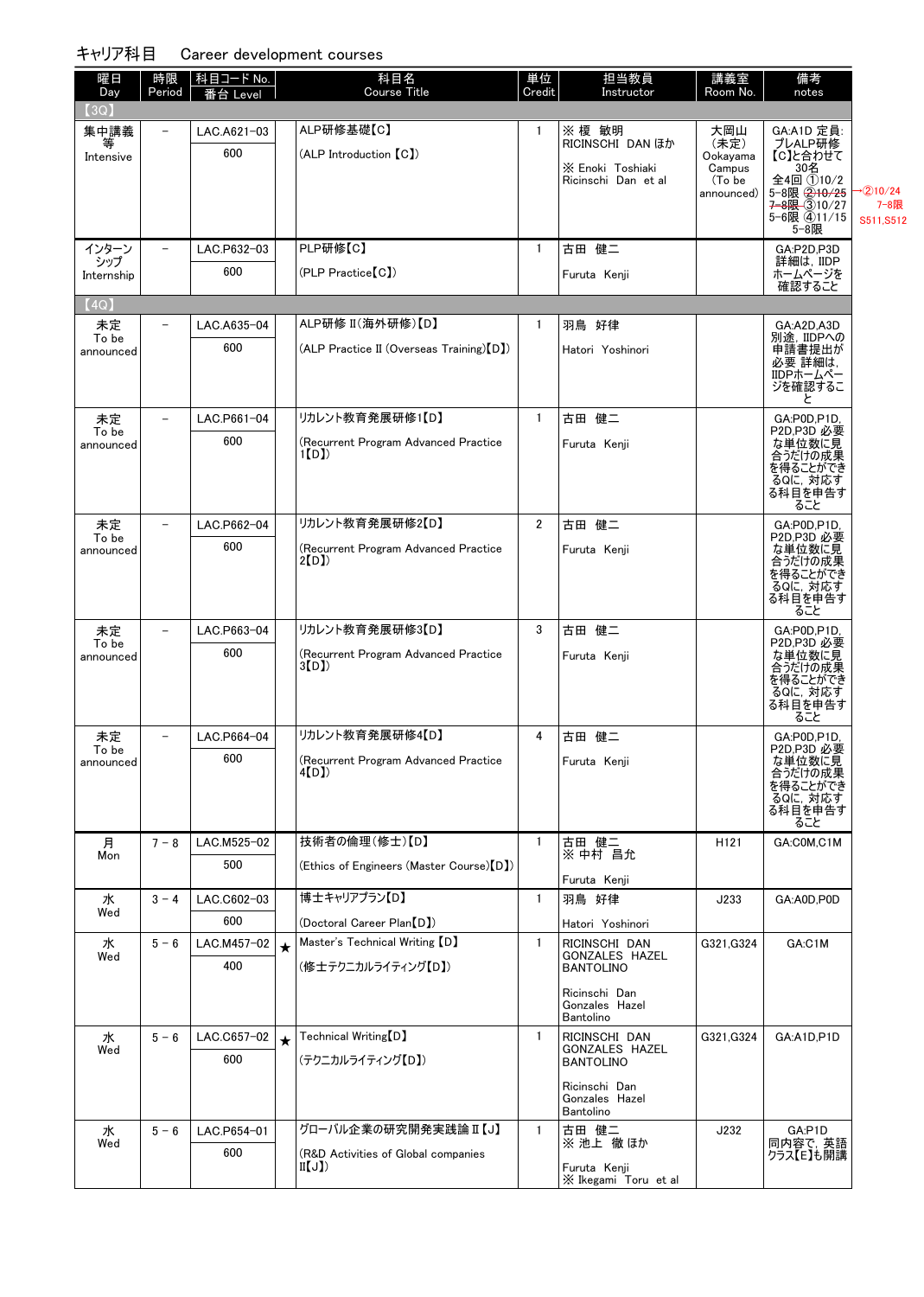キャリア科目　Career development courses

| 曜日 Day | 時限 Period | 科目コード No. 番台 Level | | 科目名 Course Title | 単位 Credit | 担当教員 Instructor | 講義室 Room No. | 備考 notes |
|---|---|---|---|---|---|---|---|---|
| 【3Q】 | | | | | | | | |
| 集中講義等 Intensive | − | LAC.A621−03 600 | | ALP研修基礎【C】 (ALP Introduction【C】) | 1 | ※ 榎　敏明 RICINSCHI DAN ほか ※ Enoki Toshiaki Ricinschi Dan et al | 大岡山（未定） Ookayama Campus (To be announced) | GA:A1D 定員:プレALP研修【C】と合わせて30名 全4回 ①10/2 5−8限 ②~~10/25 7−8限~~ ③10/27 5−8限 ④11/15 5−8限 →②10/24 7−8限 S511,S512 |
| インターンシップ Internship | − | LAC.P632−03 600 | | PLP研修【C】 (PLP Practice【C】) | 1 | 古田　健二 Furuta Kenji | | GA:P2D,P3D 詳細は，IIDPホームページを確認すること |
| 【4Q】 | | | | | | | | |
| 未定 To be announced | − | LAC.A635−04 600 | | ALP研修 II（海外研修）【D】 (ALP Practice II (Overseas Training)【D】) | 1 | 羽鳥　好律 Hatori Yoshinori | | GA:A2D,A3D 別途，IIDPへの申請書提出が必要 詳細は，IIDPホームページを確認すること |
| 未定 To be announced | − | LAC.P661−04 600 | | リカレント教育発展研修1【D】 (Recurrent Program Advanced Practice 1【D】) | 1 | 古田　健二 Furuta Kenji | | GA:P0D,P1D,P2D,P3D 必要な単位数に見合うだけの成果を得ることができるQに，対応する科目を申告すること |
| 未定 To be announced | − | LAC.P662−04 600 | | リカレント教育発展研修2【D】 (Recurrent Program Advanced Practice 2【D】) | 2 | 古田　健二 Furuta Kenji | | GA:P0D,P1D,P2D,P3D 必要な単位数に見合うだけの成果を得ることができるQに，対応する科目を申告すること |
| 未定 To be announced | − | LAC.P663−04 600 | | リカレント教育発展研修3【D】 (Recurrent Program Advanced Practice 3【D】) | 3 | 古田　健二 Furuta Kenji | | GA:P0D,P1D,P2D,P3D 必要な単位数に見合うだけの成果を得ることができるQに，対応する科目を申告すること |
| 未定 To be announced | − | LAC.P664−04 600 | | リカレント教育発展研修4【D】 (Recurrent Program Advanced Practice 4【D】) | 4 | 古田　健二 Furuta Kenji | | GA:P0D,P1D,P2D,P3D 必要な単位数に見合うだけの成果を得ることができるQに，対応する科目を申告すること |
| 月 Mon | 7 − 8 | LAC.M525−02 500 | | 技術者の倫理（修士）【D】 (Ethics of Engineers (Master Course)【D】) | 1 | 古田　健二 ※ 中村　昌允 Furuta Kenji | H121 | GA:C0M,C1M |
| 水 Wed | 3 − 4 | LAC.C602−03 600 | | 博士キャリアプラン【D】 (Doctoral Career Plan【D】) | 1 | 羽鳥　好律 Hatori Yoshinori | J233 | GA:A0D,P0D |
| 水 Wed | 5 − 6 | LAC.M457−02 400 | ★ | Master's Technical Writing【D】 (修士テクニカルライティング【D】) | 1 | RICINSCHI DAN GONZALES HAZEL BANTOLINO Ricinschi Dan Gonzales Hazel Bantolino | G321,G324 | GA:C1M |
| 水 Wed | 5 − 6 | LAC.C657−02 600 | ★ | Technical Writing【D】 (テクニカルライティング【D】) | 1 | RICINSCHI DAN GONZALES HAZEL BANTOLINO Ricinschi Dan Gonzales Hazel Bantolino | G321,G324 | GA:A1D,P1D |
| 水 Wed | 5 − 6 | LAC.P654−01 600 | | グローバル企業の研究開発実践論 II【J】 (R&D Activities of Global companies II【J】) | 1 | 古田　健二 ※ 池上　徹 ほか Furuta Kenji ※ Ikegami Toru et al | J232 | GA:P1D 同内容で，英語クラス【E】も開講 |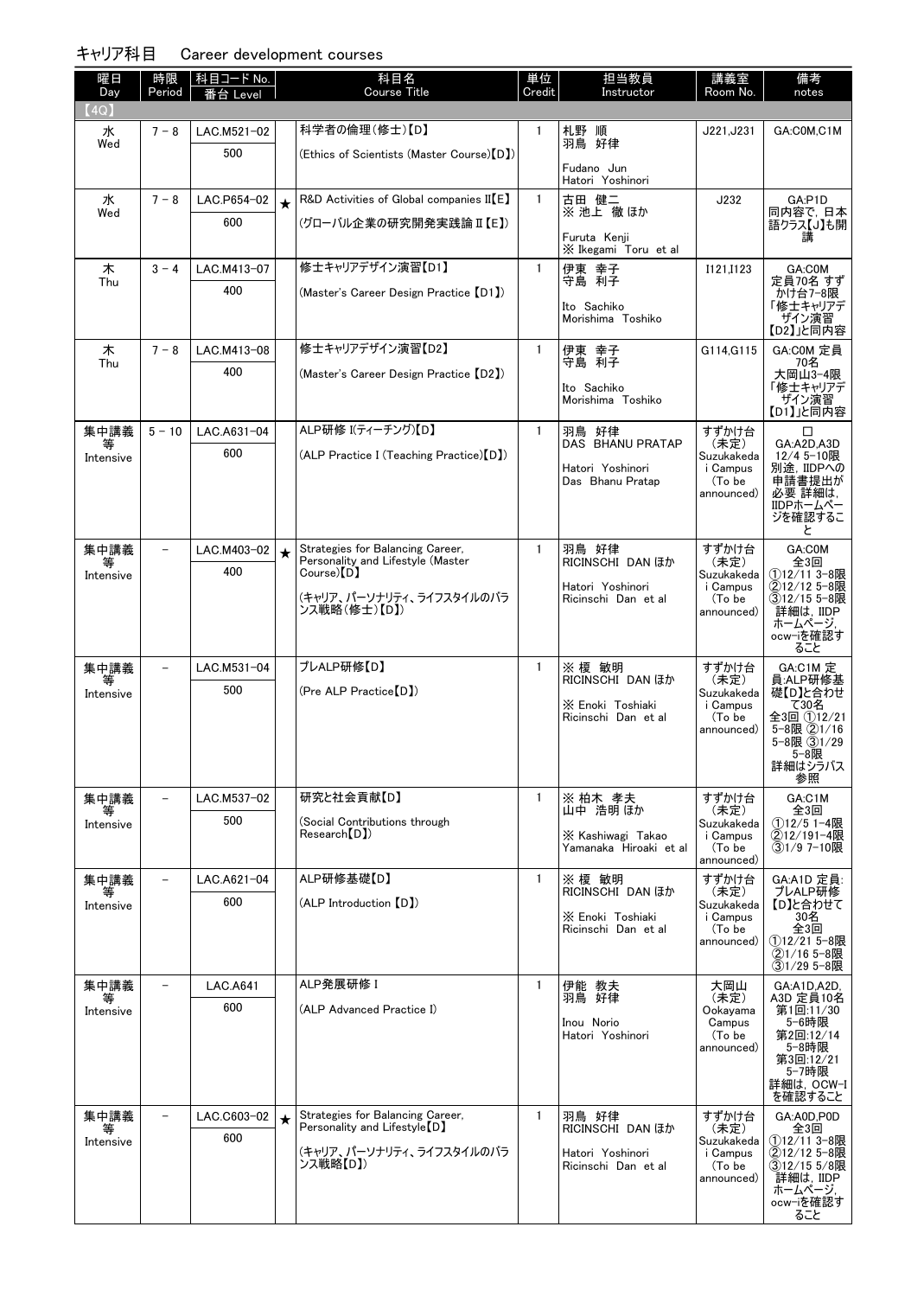## キャリア科目　Career development courses

| 曜日 Day | 時限 Period | 科目コード No. 番台 Level | | 科目名 Course Title | 単位 Credit | 担当教員 Instructor | 講義室 Room No. | 備考 notes |
|---|---|---|---|---|---|---|---|---|
| 【4Q】 | | | | | | | | |
| 水 Wed | 7－8 | LAC.M521-02 500 | | 科学者の倫理(修士)【D】 (Ethics of Scientists (Master Course)【D】) | 1 | 札野　順 羽鳥　好律 Fudano Jun Hatori Yoshinori | J221,J231 | GA:C0M,C1M |
| 水 Wed | 7－8 | LAC.P654-02 600 | ★ | R&D Activities of Global companies II【E】 (グローバル企業の研究開発実践論Ⅱ【E】) | 1 | 古田　健二 ※ 池上　徹 ほか Furuta Kenji ※ Ikegami Toru et al | J232 | GA:P1D 同内容で，日本語クラス【J】も開講 |
| 木 Thu | 3－4 | LAC.M413-07 400 | | 修士キャリアデザイン演習【D1】 (Master's Career Design Practice【D1】) | 1 | 伊東　幸子 守島　利子 Ito Sachiko Morishima Toshiko | I121,I123 | GA:C0M 定員70名 すずかけ台7-8限「修士キャリアデザイン演習【D2】」と同内容 |
| 木 Thu | 7－8 | LAC.M413-08 400 | | 修士キャリアデザイン演習【D2】 (Master's Career Design Practice【D2】) | 1 | 伊東　幸子 守島　利子 Ito Sachiko Morishima Toshiko | G114,G115 | GA:C0M 定員70名 大岡山3-4限「修士キャリアデザイン演習【D1】」と同内容 |
| 集中講義等 Intensive | 5－10 | LAC.A631-04 600 | | ALP研修Ⅰ(ティーチング)【D】 (ALP Practice I (Teaching Practice)【D】) | 1 | 羽鳥　好律 DAS BHANU PRATAP Hatori Yoshinori Das Bhanu Pratap | すずかけ台(未定) Suzukakedai Campus (To be announced) | □ GA:A2D,A3D 12/4 5-10限 別途，IIDPへの申請書提出が必要 詳細は，IIDPホームページを確認すること |
| 集中講義等 Intensive | － | LAC.M403-02 400 | ★ | Strategies for Balancing Career, Personality and Lifestyle (Master Course)【D】 (キャリア、パーソナリティ、ライフスタイルのバランス戦略(修士)【D】) | 1 | 羽鳥　好律 RICINSCHI DAN ほか Hatori Yoshinori Ricinschi Dan et al | すずかけ台(未定) Suzukakedai Campus (To be announced) | GA:C0M 全3回 ①12/11 3-8限 ②12/12 5-8限 ③12/15 5-8限 詳細は，IIDPホームページ，ocw-iを確認すること |
| 集中講義等 Intensive | － | LAC.M531-04 500 | | プレALP研修【D】 (Pre ALP Practice【D】) | 1 | ※ 榎　敏明 RICINSCHI DAN ほか ※ Enoki Toshiaki Ricinschi Dan et al | すずかけ台(未定) Suzukakedai Campus (To be announced) | GA:C1M 定員:ALP研修基礎【D】と合わせて30名 全3回 ①12/21 5-8限 ②1/16 5-8限 ③1/29 5-8限 詳細はシラバス参照 |
| 集中講義等 Intensive | － | LAC.M537-02 500 | | 研究と社会貢献【D】 (Social Contributions through Research【D】) | 1 | ※ 柏木　孝夫 山中　浩明 ほか ※ Kashiwagi Takao Yamanaka Hiroaki et al | すずかけ台(未定) Suzukakedai Campus (To be announced) | GA:C1M 全3回 ①12/5 1-4限 ②12/191-4限 ③1/9 7-10限 |
| 集中講義等 Intensive | － | LAC.A621-04 600 | | ALP研修基礎【D】 (ALP Introduction【D】) | 1 | ※ 榎　敏明 RICINSCHI DAN ほか ※ Enoki Toshiaki Ricinschi Dan et al | すずかけ台(未定) Suzukakedai Campus (To be announced) | GA:A1D 定員:プレALP研修【D】と合わせて30名 全3回 ①12/21 5-8限 ②1/16 5-8限 ③1/29 5-8限 |
| 集中講義等 Intensive | － | LAC.A641 600 | | ALP発展研修Ⅰ (ALP Advanced Practice I) | 1 | 伊能　教夫 羽鳥　好律 Inou Norio Hatori Yoshinori | 大岡山(未定) Ookayama Campus (To be announced) | GA:A1D,A2D,A3D 定員10名 第1回:11/30 5-6時限 第2回:12/14 5-8時限 第3回:12/21 5-7時限 詳細は，OCW-Iを確認すること |
| 集中講義等 Intensive | － | LAC.C603-02 600 | ★ | Strategies for Balancing Career, Personality and Lifestyle【D】 (キャリア、パーソナリティ、ライフスタイルのバランス戦略【D】) | 1 | 羽鳥　好律 RICINSCHI DAN ほか Hatori Yoshinori Ricinschi Dan et al | すずかけ台(未定) Suzukakedai Campus (To be announced) | GA:A0D,P0D 全3回 ①12/11 3-8限 ②12/12 5-8限 ③12/15 5/8限 詳細は，IIDPホームページ，ocw-iを確認すること |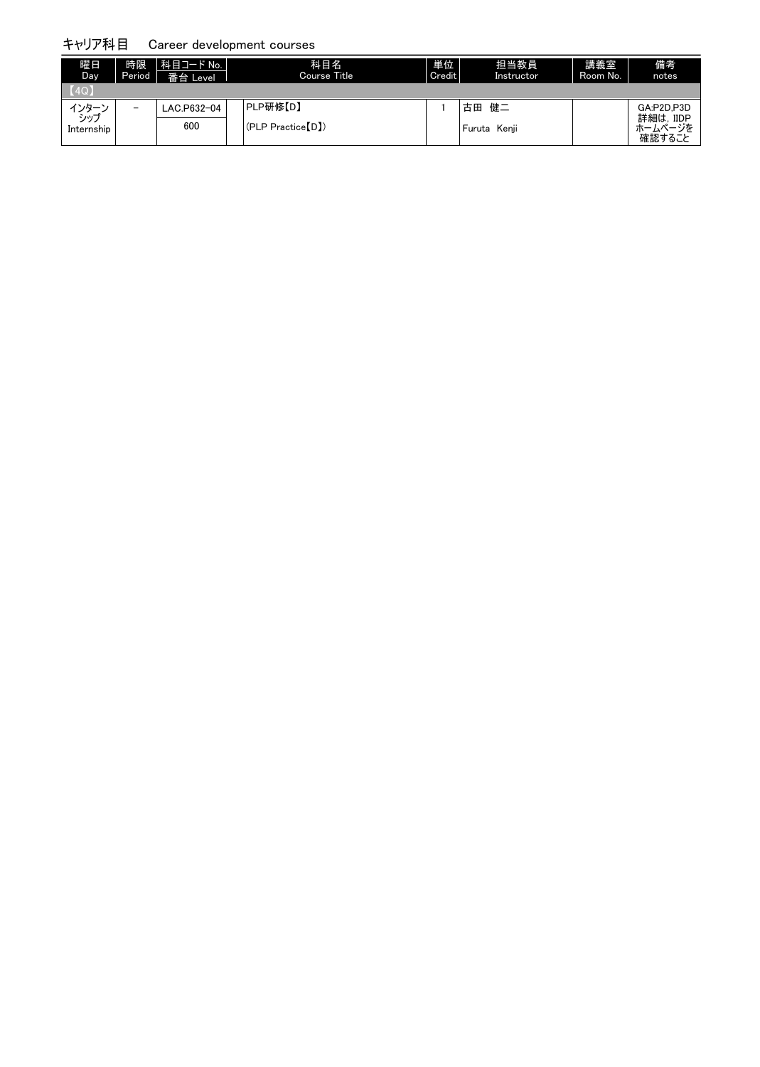## キャリア科目　Career development courses

| 曜日 Day | 時限 Period | 科目コード No. 番台 Level | | 科目名 Course Title | 単位 Credit | 担当教員 Instructor | 講義室 Room No. | 備考 notes |
|---|---|---|---|---|---|---|---|---|
| 【4Q】 | | | | | | | | |
| インターンシップ Internship | － | LAC.P632-04 600 | | PLP研修【D】 (PLP Practice【D】) | 1 | 古田　健二 Furuta Kenji | | GA:P2D,P3D 詳細は，IIDPホームページを確認すること |